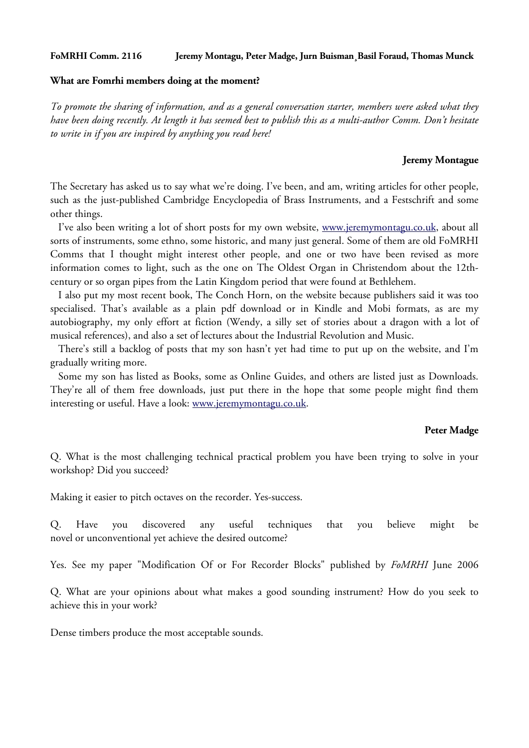**FoMRHI Comm. 2116 Jeremy Montagu, Peter Madge, Jurn Buisman¸Basil Foraud, Thomas Munck**

**What are Fomrhi members doing at the moment?**

*To promote the sharing of information, and as a general conversation starter, members were asked what they have been doing recently. At length it has seemed best to publish this as a multi-author Comm. Don't hesitate to write in if you are inspired by anything you read here!*

**Jeremy Montague**

The Secretary has asked us to say what we're doing. I've been, and am, writing articles for other people, such as the just-published Cambridge Encyclopedia of Brass Instruments, and a Festschrift and some other things.

I've also been writing a lot of short posts for my own website, www.jeremymontagu.co.uk, about all sorts of instruments, some ethno, some historic, and many just general. Some of them are old FoMRHI Comms that I thought might interest other people, and one or two have been revised as more information comes to light, such as the one on The Oldest Organ in Christendom about the 12th-century or so organ pipes from the Latin Kingdom period that were found at Bethlehem.

I also put my most recent book, The Conch Horn, on the website because publishers said it was too specialised. That's available as a plain pdf download or in Kindle and Mobi formats, as are my autobiography, my only effort at fiction (Wendy, a silly set of stories about a dragon with a lot of musical references), and also a set of lectures about the Industrial Revolution and Music.

There's still a backlog of posts that my son hasn't yet had time to put up on the website, and I'm gradually writing more.

Some my son has listed as Books, some as Online Guides, and others are listed just as Downloads. They're all of them free downloads, just put there in the hope that some people might find them interesting or useful. Have a look: www.jeremymontagu.co.uk.

**Peter Madge**

Q. What is the most challenging technical practical problem you have been trying to solve in your workshop? Did you succeed?

Making it easier to pitch octaves on the recorder. Yes-success.

Q. Have you discovered any useful techniques that you believe might be novel or unconventional yet achieve the desired outcome?

Yes. See my paper "Modification Of or For Recorder Blocks" published by *FoMRHI* June 2006

Q. What are your opinions about what makes a good sounding instrument? How do you seek to achieve this in your work?

Dense timbers produce the most acceptable sounds.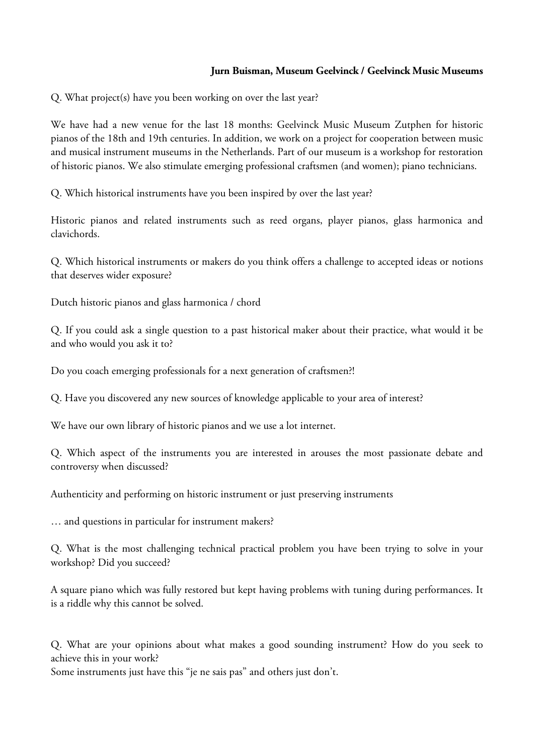**Jurn Buisman, Museum Geelvinck / Geelvinck Music Museums**

Q. What project(s) have you been working on over the last year?

We have had a new venue for the last 18 months: Geelvinck Music Museum Zutphen for historic pianos of the 18th and 19th centuries. In addition, we work on a project for cooperation between music and musical instrument museums in the Netherlands. Part of our museum is a workshop for restoration of historic pianos. We also stimulate emerging professional craftsmen (and women); piano technicians.

Q. Which historical instruments have you been inspired by over the last year?

Historic pianos and related instruments such as reed organs, player pianos, glass harmonica and clavichords.

Q. Which historical instruments or makers do you think offers a challenge to accepted ideas or notions that deserves wider exposure?

Dutch historic pianos and glass harmonica / chord

Q. If you could ask a single question to a past historical maker about their practice, what would it be and who would you ask it to?

Do you coach emerging professionals for a next generation of craftsmen?!

Q. Have you discovered any new sources of knowledge applicable to your area of interest?

We have our own library of historic pianos and we use a lot internet.

Q. Which aspect of the instruments you are interested in arouses the most passionate debate and controversy when discussed?

Authenticity and performing on historic instrument or just preserving instruments

… and questions in particular for instrument makers?

Q. What is the most challenging technical practical problem you have been trying to solve in your workshop? Did you succeed?

A square piano which was fully restored but kept having problems with tuning during performances. It is a riddle why this cannot be solved.

Q. What are your opinions about what makes a good sounding instrument? How do you seek to achieve this in your work?
Some instruments just have this "je ne sais pas" and others just don't.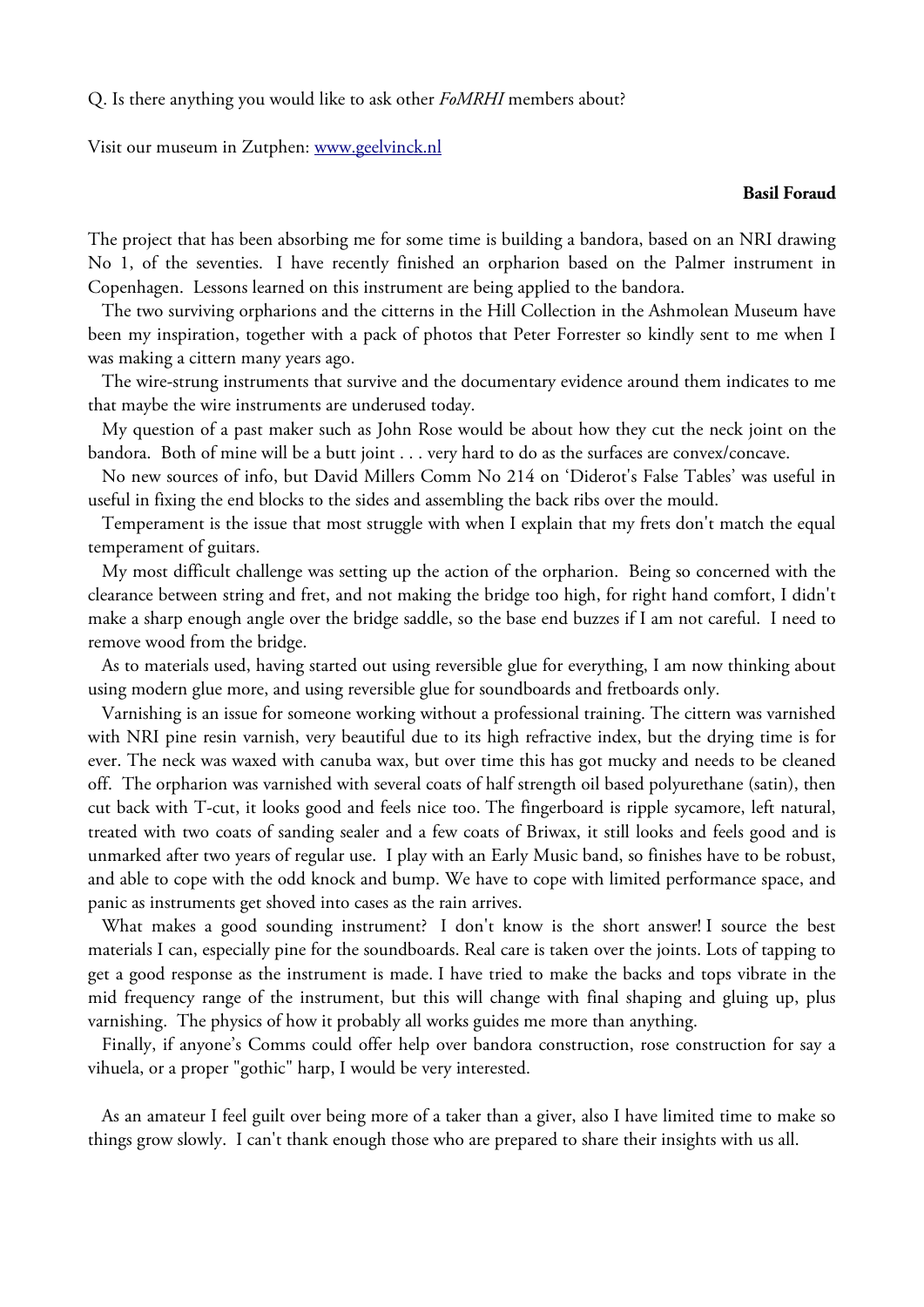Q. Is there anything you would like to ask other *FoMRHI* members about?

Visit our museum in Zutphen: [www.geelvinck.nl](http://www.geelvinck.nl)

**Basil Foraud**

The project that has been absorbing me for some time is building a bandora, based on an NRI drawing No 1, of the seventies. I have recently finished an orpharion based on the Palmer instrument in Copenhagen. Lessons learned on this instrument are being applied to the bandora.

The two surviving orpharions and the citterns in the Hill Collection in the Ashmolean Museum have been my inspiration, together with a pack of photos that Peter Forrester so kindly sent to me when I was making a cittern many years ago.

The wire-strung instruments that survive and the documentary evidence around them indicates to me that maybe the wire instruments are underused today.

My question of a past maker such as John Rose would be about how they cut the neck joint on the bandora. Both of mine will be a butt joint . . . very hard to do as the surfaces are convex/concave.

No new sources of info, but David Millers Comm No 214 on 'Diderot's False Tables' was useful in useful in fixing the end blocks to the sides and assembling the back ribs over the mould.

Temperament is the issue that most struggle with when I explain that my frets don't match the equal temperament of guitars.

My most difficult challenge was setting up the action of the orpharion. Being so concerned with the clearance between string and fret, and not making the bridge too high, for right hand comfort, I didn't make a sharp enough angle over the bridge saddle, so the base end buzzes if I am not careful. I need to remove wood from the bridge.

As to materials used, having started out using reversible glue for everything, I am now thinking about using modern glue more, and using reversible glue for soundboards and fretboards only.

Varnishing is an issue for someone working without a professional training. The cittern was varnished with NRI pine resin varnish, very beautiful due to its high refractive index, but the drying time is for ever. The neck was waxed with canuba wax, but over time this has got mucky and needs to be cleaned off. The orpharion was varnished with several coats of half strength oil based polyurethane (satin), then cut back with T-cut, it looks good and feels nice too. The fingerboard is ripple sycamore, left natural, treated with two coats of sanding sealer and a few coats of Briwax, it still looks and feels good and is unmarked after two years of regular use. I play with an Early Music band, so finishes have to be robust, and able to cope with the odd knock and bump. We have to cope with limited performance space, and panic as instruments get shoved into cases as the rain arrives.

What makes a good sounding instrument? I don't know is the short answer! I source the best materials I can, especially pine for the soundboards. Real care is taken over the joints. Lots of tapping to get a good response as the instrument is made. I have tried to make the backs and tops vibrate in the mid frequency range of the instrument, but this will change with final shaping and gluing up, plus varnishing. The physics of how it probably all works guides me more than anything.

Finally, if anyone's Comms could offer help over bandora construction, rose construction for say a vihuela, or a proper "gothic" harp, I would be very interested.

As an amateur I feel guilt over being more of a taker than a giver, also I have limited time to make so things grow slowly. I can't thank enough those who are prepared to share their insights with us all.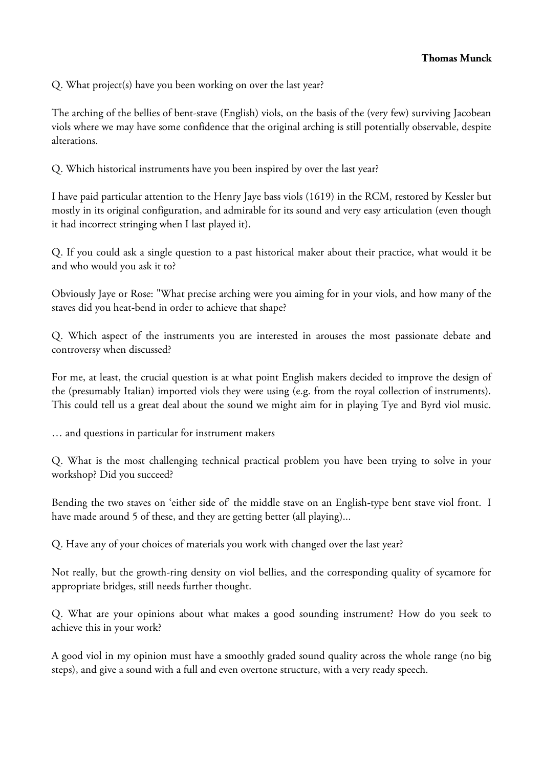**Thomas Munck**

Q. What project(s) have you been working on over the last year?

The arching of the bellies of bent-stave (English) viols, on the basis of the (very few) surviving Jacobean viols where we may have some confidence that the original arching is still potentially observable, despite alterations.

Q. Which historical instruments have you been inspired by over the last year?

I have paid particular attention to the Henry Jaye bass viols (1619) in the RCM, restored by Kessler but mostly in its original configuration, and admirable for its sound and very easy articulation (even though it had incorrect stringing when I last played it).

Q. If you could ask a single question to a past historical maker about their practice, what would it be and who would you ask it to?

Obviously Jaye or Rose: "What precise arching were you aiming for in your viols, and how many of the staves did you heat-bend in order to achieve that shape?

Q. Which aspect of the instruments you are interested in arouses the most passionate debate and controversy when discussed?

For me, at least, the crucial question is at what point English makers decided to improve the design of the (presumably Italian) imported viols they were using (e.g. from the royal collection of instruments). This could tell us a great deal about the sound we might aim for in playing Tye and Byrd viol music.

… and questions in particular for instrument makers

Q. What is the most challenging technical practical problem you have been trying to solve in your workshop? Did you succeed?

Bending the two staves on 'either side of' the middle stave on an English-type bent stave viol front. I have made around 5 of these, and they are getting better (all playing)...

Q. Have any of your choices of materials you work with changed over the last year?

Not really, but the growth-ring density on viol bellies, and the corresponding quality of sycamore for appropriate bridges, still needs further thought.

Q. What are your opinions about what makes a good sounding instrument? How do you seek to achieve this in your work?

A good viol in my opinion must have a smoothly graded sound quality across the whole range (no big steps), and give a sound with a full and even overtone structure, with a very ready speech.